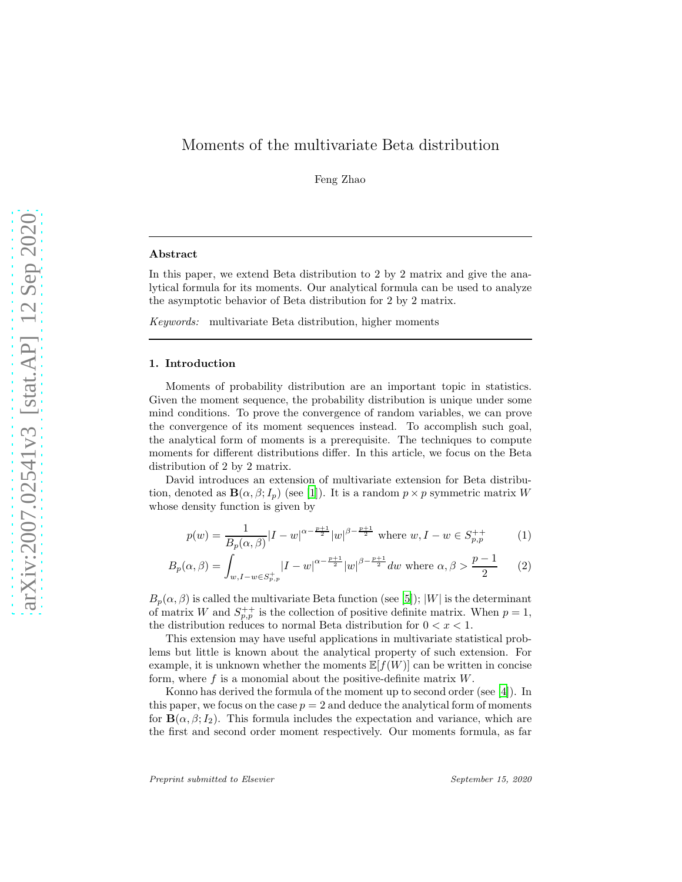# Moments of the multivariate Beta distribution

Feng Zhao

---

## Abstract

In this paper, we extend Beta distribution to 2 by 2 matrix and give the analytical formula for its moments. Our analytical formula can be used to analyze the asymptotic behavior of Beta distribution for 2 by 2 matrix.

*Keywords:* multivariate Beta distribution, higher moments

---

## 1. Introduction

Moments of probability distribution are an important topic in statistics. Given the moment sequence, the probability distribution is unique under some mind conditions. To prove the convergence of random variables, we can prove the convergence of its moment sequences instead. To accomplish such goal, the analytical form of moments is a prerequisite. The techniques to compute moments for different distributions differ. In this article, we focus on the Beta distribution of 2 by 2 matrix.

David introduces an extension of multivariate extension for Beta distribution, denoted as $\mathbf{B}(\alpha, \beta; I_p)$ (see [1]). It is a random $p \times p$ symmetric matrix $W$ whose density function is given by

$$p(w) = \frac{1}{B_p(\alpha, \beta)} |I - w|^{\alpha - \frac{p+1}{2}} |w|^{\beta - \frac{p+1}{2}} \text{ where } w, I - w \in S_{p,p}^{++} \tag{1}$$

$$B_p(\alpha, \beta) = \int_{w, I-w \in S_{p,p}^{+}} |I - w|^{\alpha - \frac{p+1}{2}} |w|^{\beta - \frac{p+1}{2}} dw \text{ where } \alpha, \beta > \frac{p-1}{2} \tag{2}$$

$B_p(\alpha, \beta)$ is called the multivariate Beta function (see [5]); $|W|$ is the determinant of matrix $W$ and $S_{p,p}^{++}$ is the collection of positive definite matrix. When $p = 1$, the distribution reduces to normal Beta distribution for $0 < x < 1$.

This extension may have useful applications in multivariate statistical problems but little is known about the analytical property of such extension. For example, it is unknown whether the moments $\mathbb{E}[f(W)]$ can be written in concise form, where $f$ is a monomial about the positive-definite matrix $W$.

Konno has derived the formula of the moment up to second order (see [4]). In this paper, we focus on the case $p = 2$ and deduce the analytical form of moments for $\mathbf{B}(\alpha, \beta; I_2)$. This formula includes the expectation and variance, which are the first and second order moment respectively. Our moments formula, as far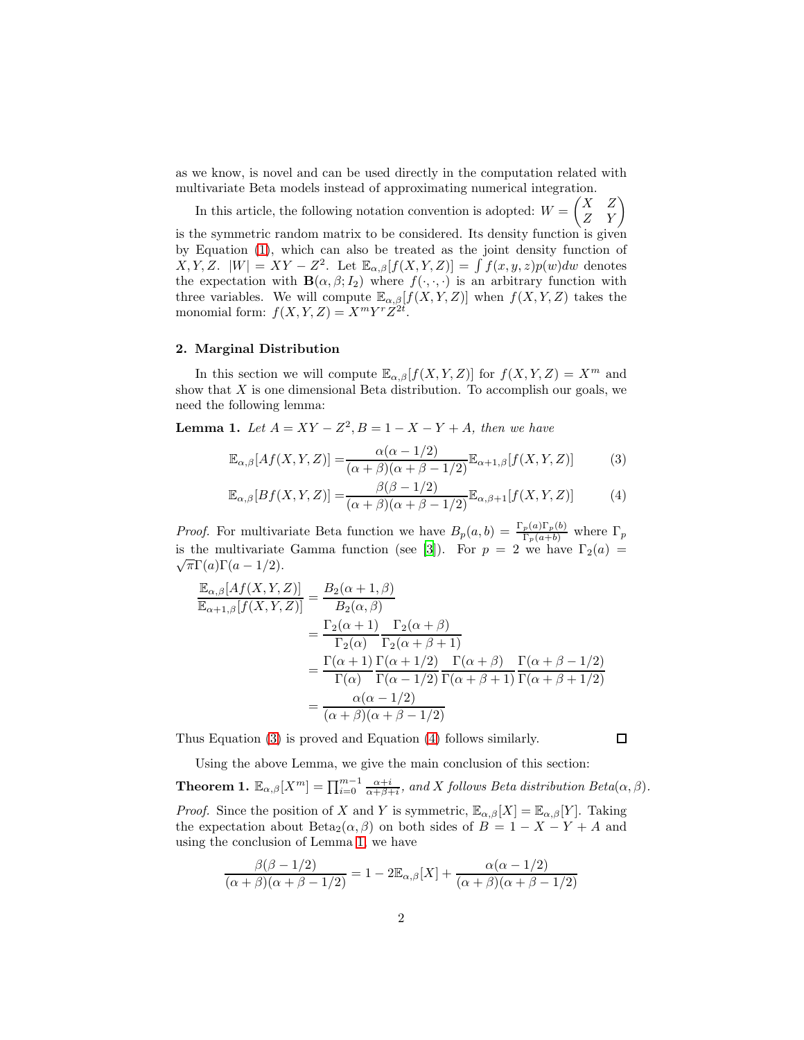as we know, is novel and can be used directly in the computation related with multivariate Beta models instead of approximating numerical integration.

In this article, the following notation convention is adopted: $W = \begin{pmatrix} X & Z \\ Z & Y \end{pmatrix}$ is the symmetric random matrix to be considered. Its density function is given by Equation (1), which can also be treated as the joint density function of $X, Y, Z$. $|W| = XY - Z^2$. Let $\mathbb{E}_{\alpha,\beta}[f(X,Y,Z)] = \int f(x,y,z)p(w)dw$ denotes the expectation with $\mathbf{B}(\alpha, \beta; I_2)$ where $f(\cdot,\cdot,\cdot)$ is an arbitrary function with three variables. We will compute $\mathbb{E}_{\alpha,\beta}[f(X,Y,Z)]$ when $f(X,Y,Z)$ takes the monomial form: $f(X,Y,Z) = X^m Y^r Z^{2t}$.

## 2. Marginal Distribution

In this section we will compute $\mathbb{E}_{\alpha,\beta}[f(X,Y,Z)]$ for $f(X,Y,Z) = X^m$ and show that $X$ is one dimensional Beta distribution. To accomplish our goals, we need the following lemma:

**Lemma 1.** *Let $A = XY - Z^2, B = 1 - X - Y + A$, then we have*

$$\mathbb{E}_{\alpha,\beta}[Af(X,Y,Z)] = \frac{\alpha(\alpha - 1/2)}{(\alpha+\beta)(\alpha+\beta-1/2)}\mathbb{E}_{\alpha+1,\beta}[f(X,Y,Z)] \tag{3}$$

$$\mathbb{E}_{\alpha,\beta}[Bf(X,Y,Z)] = \frac{\beta(\beta - 1/2)}{(\alpha+\beta)(\alpha+\beta-1/2)}\mathbb{E}_{\alpha,\beta+1}[f(X,Y,Z)] \tag{4}$$

*Proof.* For multivariate Beta function we have $B_p(a,b) = \frac{\Gamma_p(a)\Gamma_p(b)}{\Gamma_p(a+b)}$ where $\Gamma_p$ is the multivariate Gamma function (see [3]). For $p = 2$ we have $\Gamma_2(a) = \sqrt{\pi}\Gamma(a)\Gamma(a - 1/2)$.

$$\begin{aligned}
\frac{\mathbb{E}_{\alpha,\beta}[Af(X,Y,Z)]}{\mathbb{E}_{\alpha+1,\beta}[f(X,Y,Z)]} &= \frac{B_2(\alpha+1,\beta)}{B_2(\alpha,\beta)} \\
&= \frac{\Gamma_2(\alpha+1)}{\Gamma_2(\alpha)}\frac{\Gamma_2(\alpha+\beta)}{\Gamma_2(\alpha+\beta+1)} \\
&= \frac{\Gamma(\alpha+1)}{\Gamma(\alpha)}\frac{\Gamma(\alpha+1/2)}{\Gamma(\alpha-1/2)}\frac{\Gamma(\alpha+\beta)}{\Gamma(\alpha+\beta+1)}\frac{\Gamma(\alpha+\beta-1/2)}{\Gamma(\alpha+\beta+1/2)} \\
&= \frac{\alpha(\alpha-1/2)}{(\alpha+\beta)(\alpha+\beta-1/2)}
\end{aligned}$$

Thus Equation (3) is proved and Equation (4) follows similarly. ∎

Using the above Lemma, we give the main conclusion of this section:

**Theorem 1.** $\mathbb{E}_{\alpha,\beta}[X^m] = \prod_{i=0}^{m-1}\frac{\alpha+i}{\alpha+\beta+i}$*, and $X$ follows Beta distribution Beta$(\alpha,\beta)$.*

*Proof.* Since the position of $X$ and $Y$ is symmetric, $\mathbb{E}_{\alpha,\beta}[X] = \mathbb{E}_{\alpha,\beta}[Y]$. Taking the expectation about Beta$_2(\alpha,\beta)$ on both sides of $B = 1 - X - Y + A$ and using the conclusion of Lemma 1, we have

$$\frac{\beta(\beta-1/2)}{(\alpha+\beta)(\alpha+\beta-1/2)} = 1 - 2\mathbb{E}_{\alpha,\beta}[X] + \frac{\alpha(\alpha-1/2)}{(\alpha+\beta)(\alpha+\beta-1/2)}$$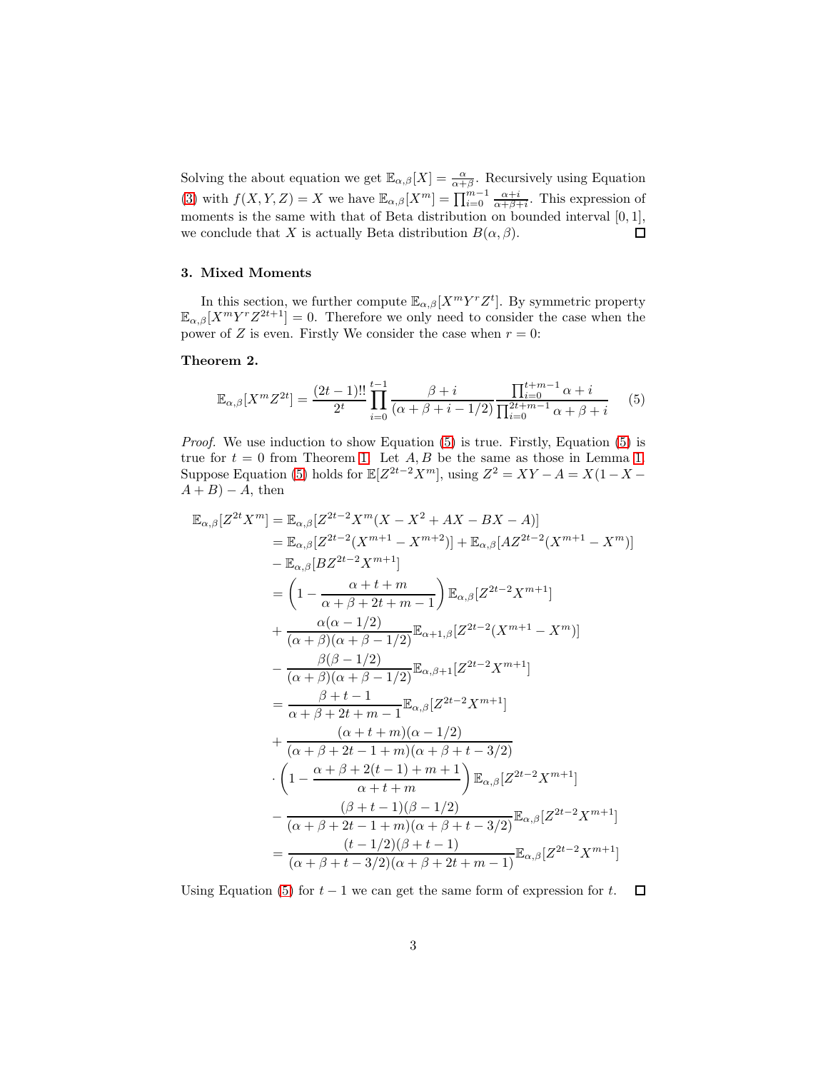Solving the about equation we get $\mathbb{E}_{\alpha,\beta}[X] = \frac{\alpha}{\alpha+\beta}$. Recursively using Equation (3) with $f(X,Y,Z) = X$ we have $\mathbb{E}_{\alpha,\beta}[X^m] = \prod_{i=0}^{m-1} \frac{\alpha+i}{\alpha+\beta+i}$. This expression of moments is the same with that of Beta distribution on bounded interval $[0,1]$, we conclude that $X$ is actually Beta distribution $B(\alpha,\beta)$. □

## 3. Mixed Moments

In this section, we further compute $\mathbb{E}_{\alpha,\beta}[X^m Y^r Z^t]$. By symmetric property $\mathbb{E}_{\alpha,\beta}[X^m Y^r Z^{2t+1}] = 0$. Therefore we only need to consider the case when the power of $Z$ is even. Firstly We consider the case when $r = 0$:

**Theorem 2.**

$$\mathbb{E}_{\alpha,\beta}[X^m Z^{2t}] = \frac{(2t-1)!!}{2^t} \prod_{i=0}^{t-1} \frac{\beta+i}{(\alpha+\beta+i-1/2)} \frac{\prod_{i=0}^{t+m-1} \alpha+i}{\prod_{i=0}^{2t+m-1} \alpha+\beta+i} \tag{5}$$

*Proof.* We use induction to show Equation (5) is true. Firstly, Equation (5) is true for $t = 0$ from Theorem 1. Let $A, B$ be the same as those in Lemma 1. Suppose Equation (5) holds for $\mathbb{E}[Z^{2t-2}X^m]$, using $Z^2 = XY - A = X(1 - X - A + B) - A$, then

$$\begin{aligned}
\mathbb{E}_{\alpha,\beta}[Z^{2t}X^m] &= \mathbb{E}_{\alpha,\beta}[Z^{2t-2}X^m(X - X^2 + AX - BX - A)] \\
&= \mathbb{E}_{\alpha,\beta}[Z^{2t-2}(X^{m+1} - X^{m+2})] + \mathbb{E}_{\alpha,\beta}[AZ^{2t-2}(X^{m+1} - X^m)] \\
&- \mathbb{E}_{\alpha,\beta}[BZ^{2t-2}X^{m+1}] \\
&= \left(1 - \frac{\alpha+t+m}{\alpha+\beta+2t+m-1}\right) \mathbb{E}_{\alpha,\beta}[Z^{2t-2}X^{m+1}] \\
&+ \frac{\alpha(\alpha-1/2)}{(\alpha+\beta)(\alpha+\beta-1/2)} \mathbb{E}_{\alpha+1,\beta}[Z^{2t-2}(X^{m+1} - X^m)] \\
&- \frac{\beta(\beta-1/2)}{(\alpha+\beta)(\alpha+\beta-1/2)} \mathbb{E}_{\alpha,\beta+1}[Z^{2t-2}X^{m+1}] \\
&= \frac{\beta+t-1}{\alpha+\beta+2t+m-1} \mathbb{E}_{\alpha,\beta}[Z^{2t-2}X^{m+1}] \\
&+ \frac{(\alpha+t+m)(\alpha-1/2)}{(\alpha+\beta+2t-1+m)(\alpha+\beta+t-3/2)} \\
&\cdot \left(1 - \frac{\alpha+\beta+2(t-1)+m+1}{\alpha+t+m}\right) \mathbb{E}_{\alpha,\beta}[Z^{2t-2}X^{m+1}] \\
&- \frac{(\beta+t-1)(\beta-1/2)}{(\alpha+\beta+2t-1+m)(\alpha+\beta+t-3/2)} \mathbb{E}_{\alpha,\beta}[Z^{2t-2}X^{m+1}] \\
&= \frac{(t-1/2)(\beta+t-1)}{(\alpha+\beta+t-3/2)(\alpha+\beta+2t+m-1)} \mathbb{E}_{\alpha,\beta}[Z^{2t-2}X^{m+1}]
\end{aligned}$$

Using Equation (5) for $t-1$ we can get the same form of expression for $t$. □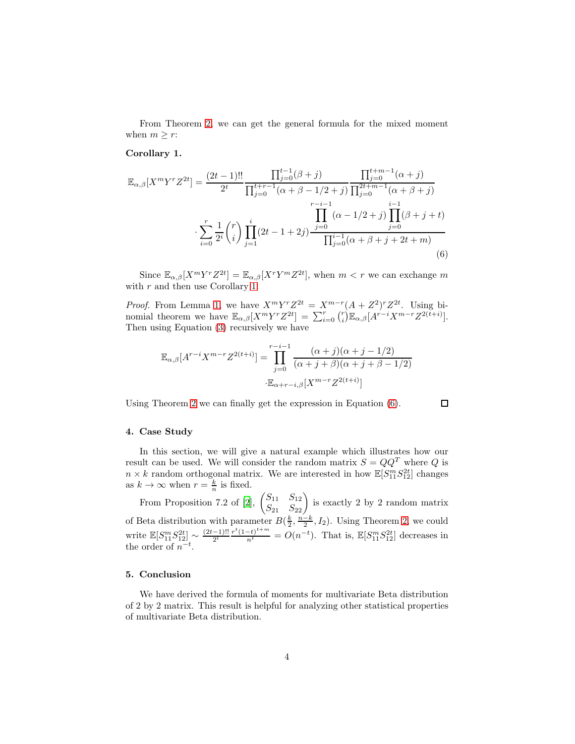From Theorem 2, we can get the general formula for the mixed moment when $m \geq r$:

**Corollary 1.**

$$
\begin{aligned}
\mathbb{E}_{\alpha,\beta}[X^m Y^r Z^{2t}] = \frac{(2t-1)!!}{2^t} \frac{\prod_{j=0}^{t-1}(\beta+j)}{\prod_{j=0}^{t+r-1}(\alpha+\beta-1/2+j)} \frac{\prod_{j=0}^{t+m-1}(\alpha+j)}{\prod_{j=0}^{2t+m-1}(\alpha+\beta+j)} \\
\cdot \sum_{i=0}^{r} \frac{1}{2^i}\binom{r}{i} \prod_{j=1}^{i}(2t-1+2j) \frac{\prod_{j=0}^{r-i-1}(\alpha-1/2+j)\prod_{j=0}^{i-1}(\beta+j+t)}{\prod_{j=0}^{i-1}(\alpha+\beta+j+2t+m)}
\end{aligned}
\tag{6}
$$

Since $\mathbb{E}_{\alpha,\beta}[X^m Y^r Z^{2t}] = \mathbb{E}_{\alpha,\beta}[X^r Y^m Z^{2t}]$, when $m < r$ we can exchange $m$ with $r$ and then use Corollary 1.

*Proof.* From Lemma 1, we have $X^m Y^r Z^{2t} = X^{m-r}(A+Z^2)^r Z^{2t}$. Using binomial theorem we have $\mathbb{E}_{\alpha,\beta}[X^m Y^r Z^{2t}] = \sum_{i=0}^{r}\binom{r}{i}\mathbb{E}_{\alpha,\beta}[A^{r-i}X^{m-r}Z^{2(t+i)}]$. Then using Equation (3) recursively we have

$$
\begin{aligned}
\mathbb{E}_{\alpha,\beta}[A^{r-i}X^{m-r}Z^{2(t+i)}] = \prod_{j=0}^{r-i-1} \frac{(\alpha+j)(\alpha+j-1/2)}{(\alpha+j+\beta)(\alpha+j+\beta-1/2)} \\
\cdot \mathbb{E}_{\alpha+r-i,\beta}[X^{m-r}Z^{2(t+i)}]
\end{aligned}
$$

Using Theorem 2 we can finally get the expression in Equation (6). ∎

## 4. Case Study

In this section, we will give a natural example which illustrates how our result can be used. We will consider the random matrix $S = QQ^T$ where $Q$ is $n \times k$ random orthogonal matrix. We are interested in how $\mathbb{E}[S_{11}^m S_{12}^{2t}]$ changes as $k \to \infty$ when $r = \frac{k}{n}$ is fixed.

From Proposition 7.2 of [2], $\begin{pmatrix} S_{11} & S_{12} \\ S_{21} & S_{22} \end{pmatrix}$ is exactly 2 by 2 random matrix of Beta distribution with parameter $B(\frac{k}{2}, \frac{n-k}{2}, I_2)$. Using Theorem 2, we could write $\mathbb{E}[S_{11}^m S_{12}^{2t}] \sim \frac{(2t-1)!!}{2^t}\frac{r^t(1-t)^{t+m}}{n^t} = O(n^{-t})$. That is, $\mathbb{E}[S_{11}^m S_{12}^{2t}]$ decreases in the order of $n^{-t}$.

## 5. Conclusion

We have derived the formula of moments for multivariate Beta distribution of 2 by 2 matrix. This result is helpful for analyzing other statistical properties of multivariate Beta distribution.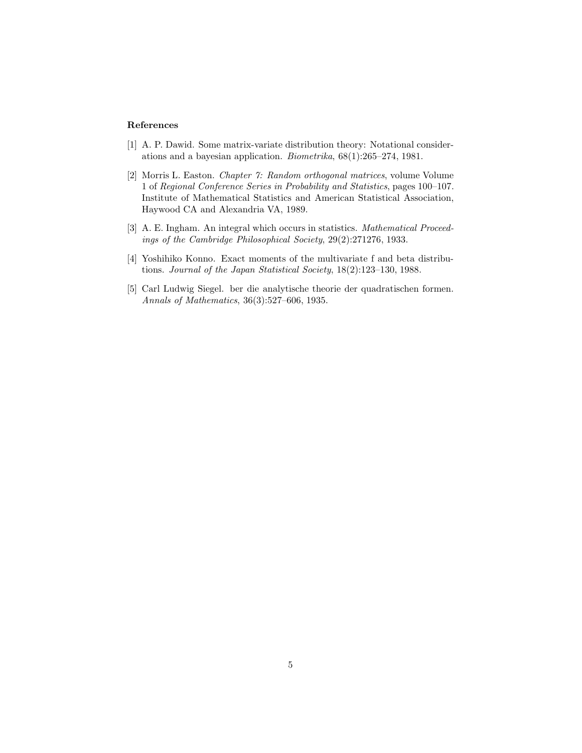### References

[1] A. P. Dawid. Some matrix-variate distribution theory: Notational considerations and a bayesian application. *Biometrika*, 68(1):265–274, 1981.

[2] Morris L. Easton. *Chapter 7: Random orthogonal matrices*, volume Volume 1 of *Regional Conference Series in Probability and Statistics*, pages 100–107. Institute of Mathematical Statistics and American Statistical Association, Haywood CA and Alexandria VA, 1989.

[3] A. E. Ingham. An integral which occurs in statistics. *Mathematical Proceedings of the Cambridge Philosophical Society*, 29(2):271276, 1933.

[4] Yoshihiko Konno. Exact moments of the multivariate f and beta distributions. *Journal of the Japan Statistical Society*, 18(2):123–130, 1988.

[5] Carl Ludwig Siegel. ber die analytische theorie der quadratischen formen. *Annals of Mathematics*, 36(3):527–606, 1935.